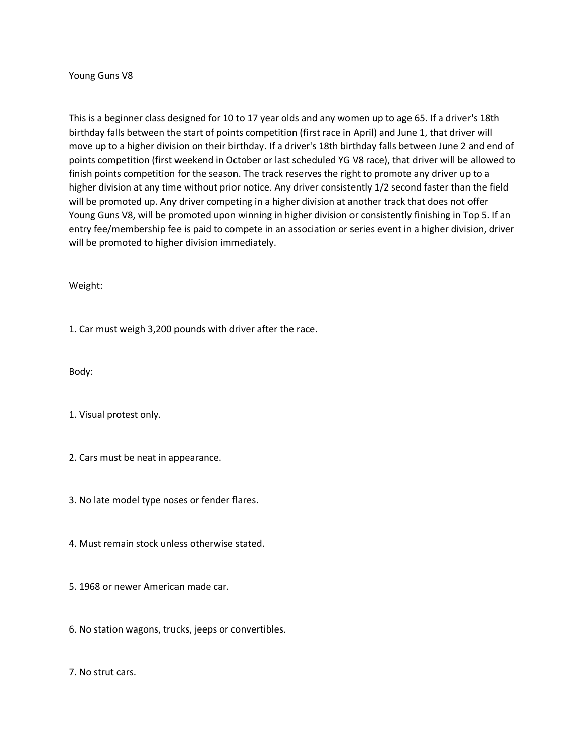# Young Guns V8

This is a beginner class designed for 10 to 17 year olds and any women up to age 65. If a driver's 18th birthday falls between the start of points competition (first race in April) and June 1, that driver will move up to a higher division on their birthday. If a driver's 18th birthday falls between June 2 and end of points competition (first weekend in October or last scheduled YG V8 race), that driver will be allowed to finish points competition for the season. The track reserves the right to promote any driver up to a higher division at any time without prior notice. Any driver consistently 1/2 second faster than the field will be promoted up. Any driver competing in a higher division at another track that does not offer Young Guns V8, will be promoted upon winning in higher division or consistently finishing in Top 5. If an entry fee/membership fee is paid to compete in an association or series event in a higher division, driver will be promoted to higher division immediately.

## Weight:

1. Car must weigh 3,200 pounds with driver after the race.

## Body:

1. Visual protest only.

2. Cars must be neat in appearance.

3. No late model type noses or fender flares.

4. Must remain stock unless otherwise stated.

5. 1968 or newer American made car.

6. No station wagons, trucks, jeeps or convertibles.

7. No strut cars.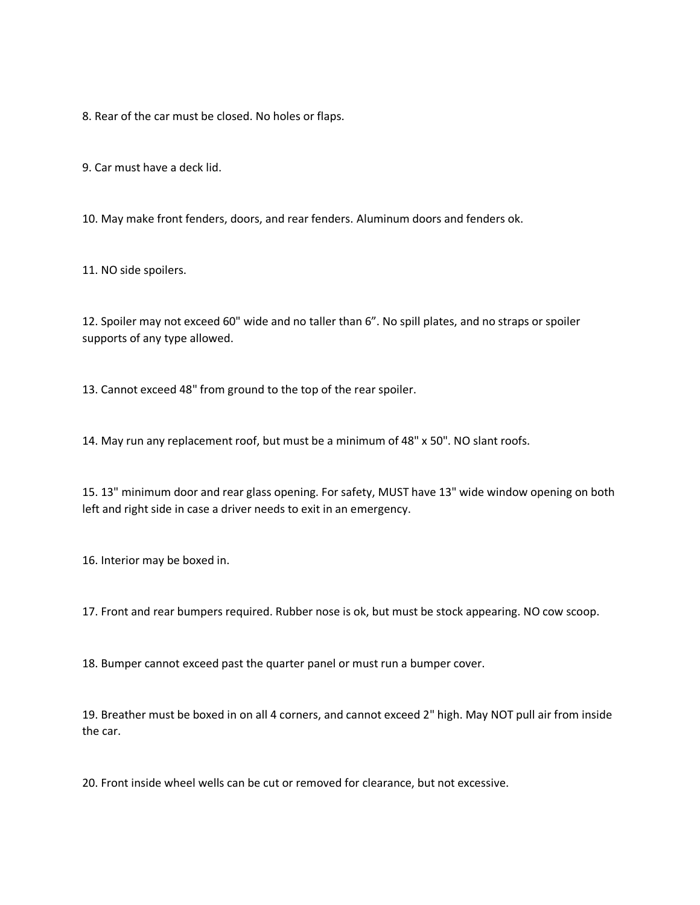8. Rear of the car must be closed. No holes or flaps.

9. Car must have a deck lid.

10. May make front fenders, doors, and rear fenders. Aluminum doors and fenders ok.

11. NO side spoilers.

12. Spoiler may not exceed 60" wide and no taller than 6". No spill plates, and no straps or spoiler supports of any type allowed.

13. Cannot exceed 48" from ground to the top of the rear spoiler.

14. May run any replacement roof, but must be a minimum of 48" x 50". NO slant roofs.

15. 13" minimum door and rear glass opening. For safety, MUST have 13" wide window opening on both left and right side in case a driver needs to exit in an emergency.

16. Interior may be boxed in.

17. Front and rear bumpers required. Rubber nose is ok, but must be stock appearing. NO cow scoop.

18. Bumper cannot exceed past the quarter panel or must run a bumper cover.

19. Breather must be boxed in on all 4 corners, and cannot exceed 2" high. May NOT pull air from inside the car.

20. Front inside wheel wells can be cut or removed for clearance, but not excessive.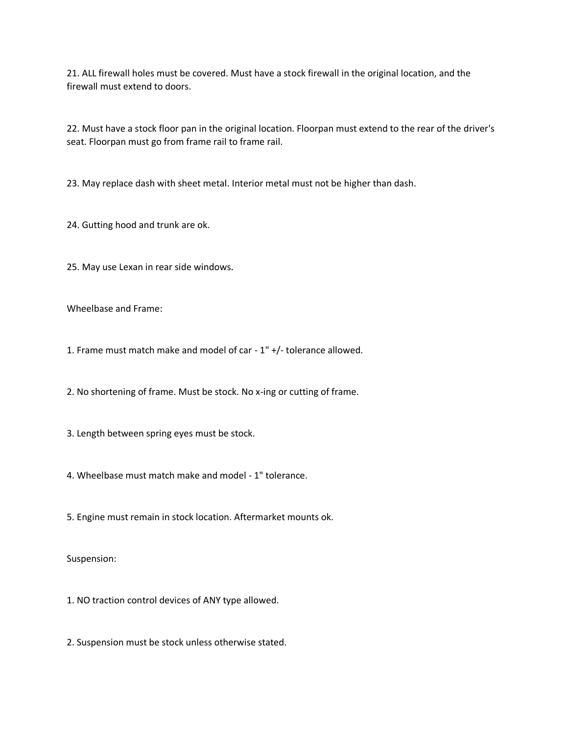21. ALL firewall holes must be covered. Must have a stock firewall in the original location, and the firewall must extend to doors.

22. Must have a stock floor pan in the original location. Floorpan must extend to the rear of the driver's seat. Floorpan must go from frame rail to frame rail.

23. May replace dash with sheet metal. Interior metal must not be higher than dash.

24. Gutting hood and trunk are ok.

25. May use Lexan in rear side windows.

Wheelbase and Frame:

1. Frame must match make and model of car - 1" +/- tolerance allowed.

2. No shortening of frame. Must be stock. No x-ing or cutting of frame.

3. Length between spring eyes must be stock.

4. Wheelbase must match make and model - 1" tolerance.

5. Engine must remain in stock location. Aftermarket mounts ok.

Suspension:

1. NO traction control devices of ANY type allowed.

2. Suspension must be stock unless otherwise stated.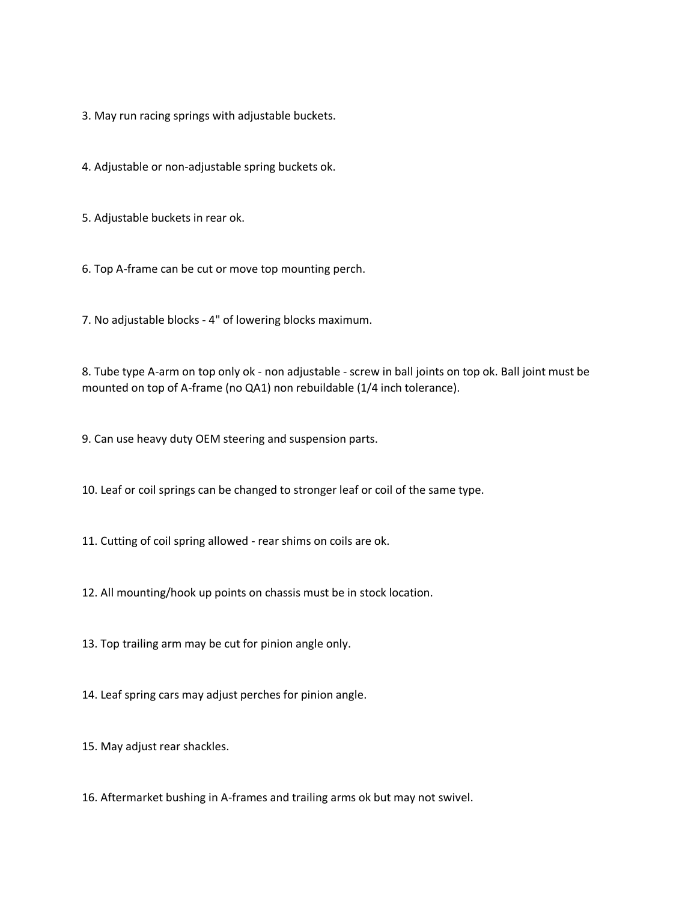3. May run racing springs with adjustable buckets.

4. Adjustable or non-adjustable spring buckets ok.

5. Adjustable buckets in rear ok.

6. Top A-frame can be cut or move top mounting perch.

7. No adjustable blocks - 4" of lowering blocks maximum.

8. Tube type A-arm on top only ok - non adjustable - screw in ball joints on top ok. Ball joint must be mounted on top of A-frame (no QA1) non rebuildable (1/4 inch tolerance).

9. Can use heavy duty OEM steering and suspension parts.

10. Leaf or coil springs can be changed to stronger leaf or coil of the same type.

11. Cutting of coil spring allowed - rear shims on coils are ok.

12. All mounting/hook up points on chassis must be in stock location.

13. Top trailing arm may be cut for pinion angle only.

14. Leaf spring cars may adjust perches for pinion angle.

15. May adjust rear shackles.

16. Aftermarket bushing in A-frames and trailing arms ok but may not swivel.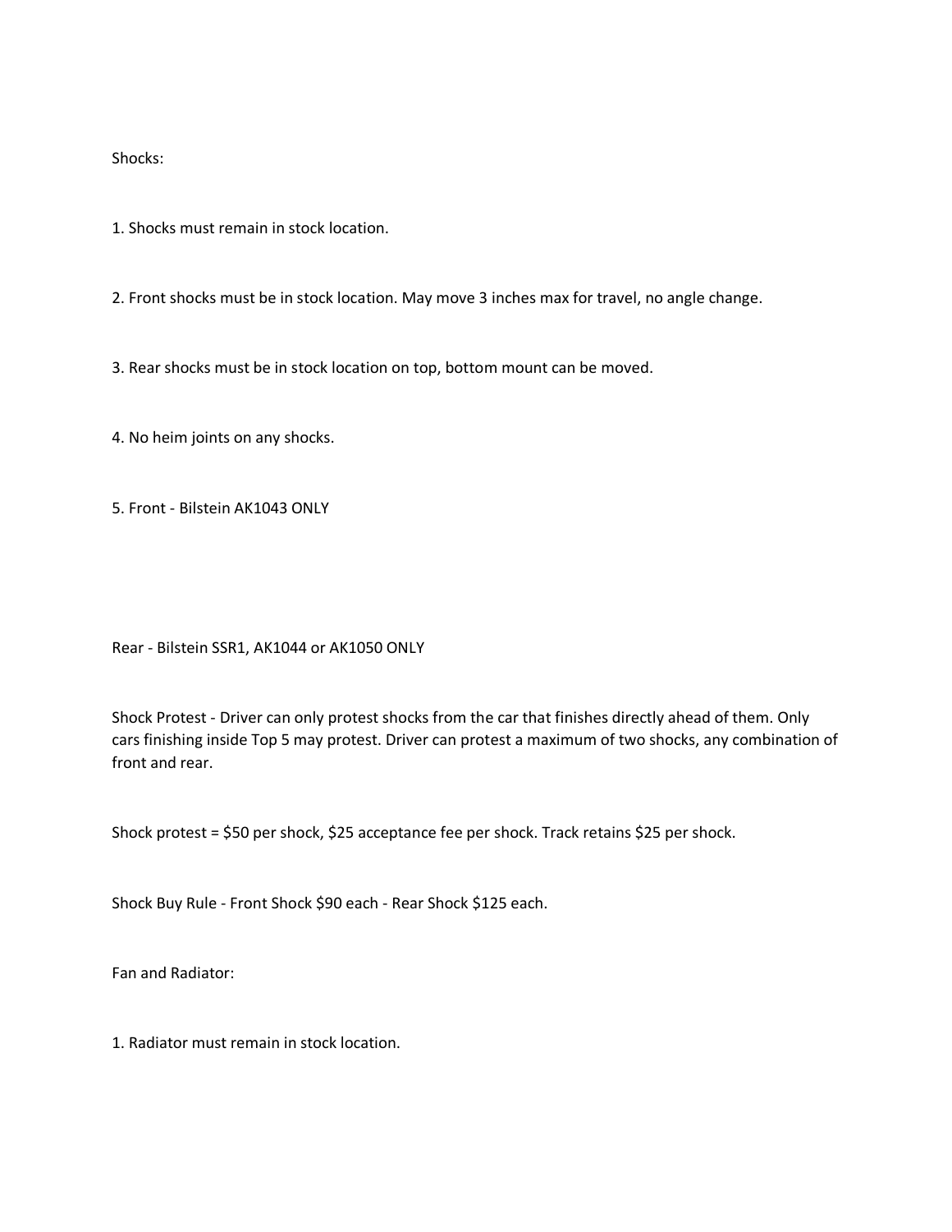Shocks:

1. Shocks must remain in stock location.

2. Front shocks must be in stock location. May move 3 inches max for travel, no angle change.

3. Rear shocks must be in stock location on top, bottom mount can be moved.

4. No heim joints on any shocks.

5. Front - Bilstein AK1043 ONLY

Rear - Bilstein SSR1, AK1044 or AK1050 ONLY

Shock Protest - Driver can only protest shocks from the car that finishes directly ahead of them. Only cars finishing inside Top 5 may protest. Driver can protest a maximum of two shocks, any combination of front and rear.

Shock protest = $50 per shock, $25 acceptance fee per shock. Track retains $25 per shock.

Shock Buy Rule - Front Shock $90 each - Rear Shock $125 each.

Fan and Radiator:

1. Radiator must remain in stock location.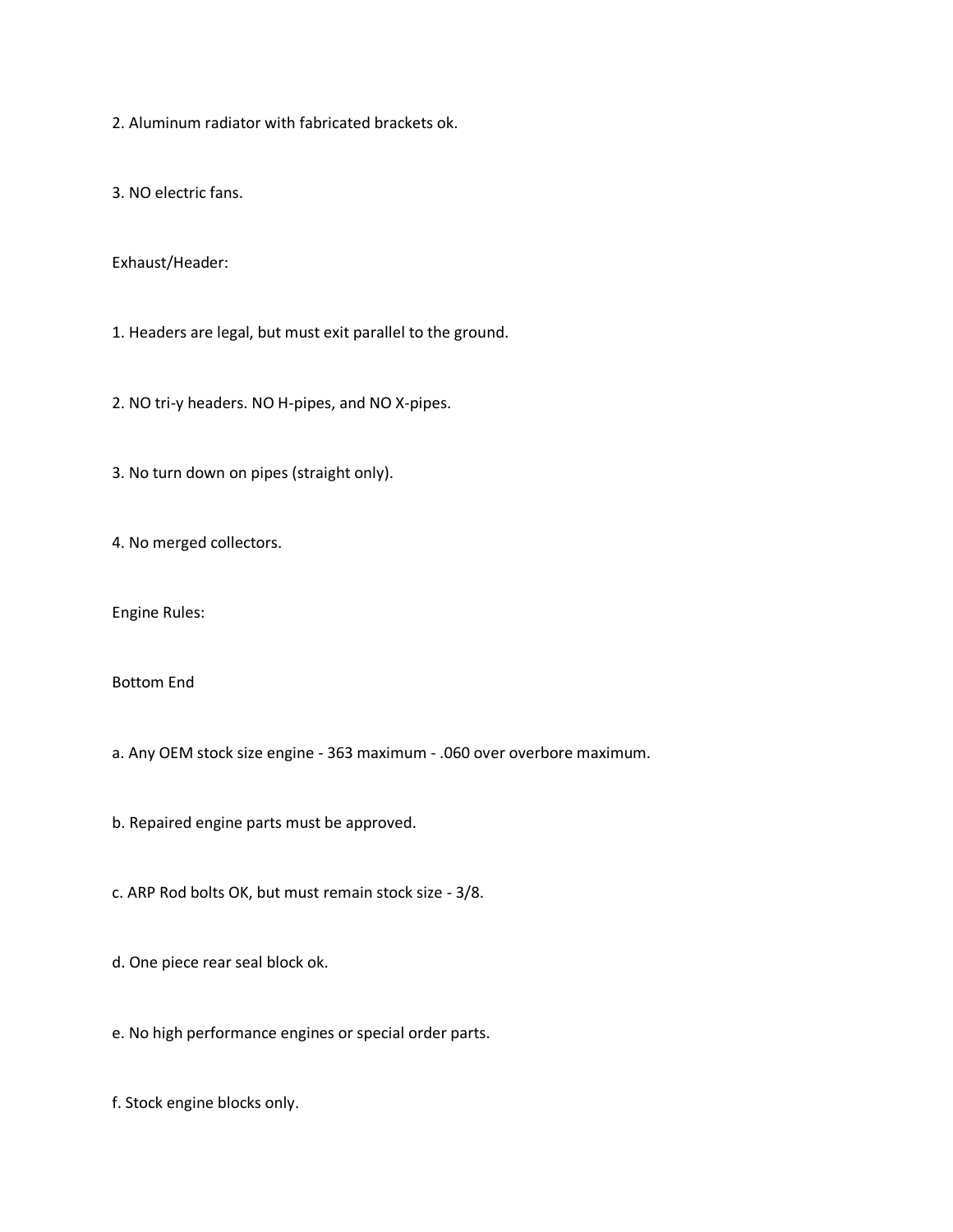2. Aluminum radiator with fabricated brackets ok.

3. NO electric fans.

Exhaust/Header:

1. Headers are legal, but must exit parallel to the ground.

2. NO tri-y headers. NO H-pipes, and NO X-pipes.

3. No turn down on pipes (straight only).

4. No merged collectors.

Engine Rules:

Bottom End

a. Any OEM stock size engine - 363 maximum - .060 over overbore maximum.

b. Repaired engine parts must be approved.

c. ARP Rod bolts OK, but must remain stock size - 3/8.

d. One piece rear seal block ok.

e. No high performance engines or special order parts.

f. Stock engine blocks only.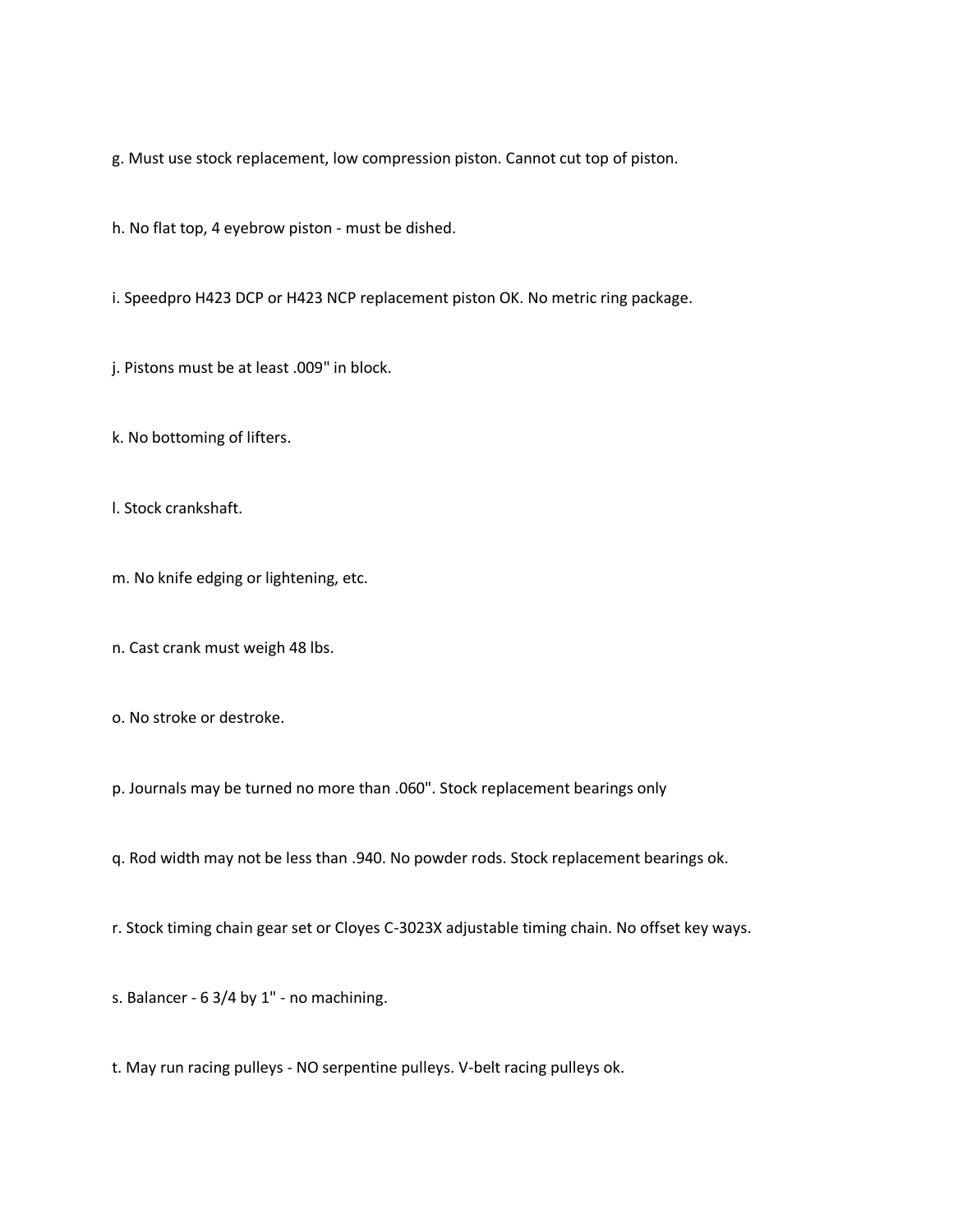g. Must use stock replacement, low compression piston. Cannot cut top of piston.

h. No flat top, 4 eyebrow piston - must be dished.

i. Speedpro H423 DCP or H423 NCP replacement piston OK. No metric ring package.

j. Pistons must be at least .009" in block.

k. No bottoming of lifters.

l. Stock crankshaft.

m. No knife edging or lightening, etc.

n. Cast crank must weigh 48 lbs.

o. No stroke or destroke.

p. Journals may be turned no more than .060". Stock replacement bearings only

q. Rod width may not be less than .940. No powder rods. Stock replacement bearings ok.

r. Stock timing chain gear set or Cloyes C-3023X adjustable timing chain. No offset key ways.

s. Balancer - 6 3/4 by 1" - no machining.

t. May run racing pulleys - NO serpentine pulleys. V-belt racing pulleys ok.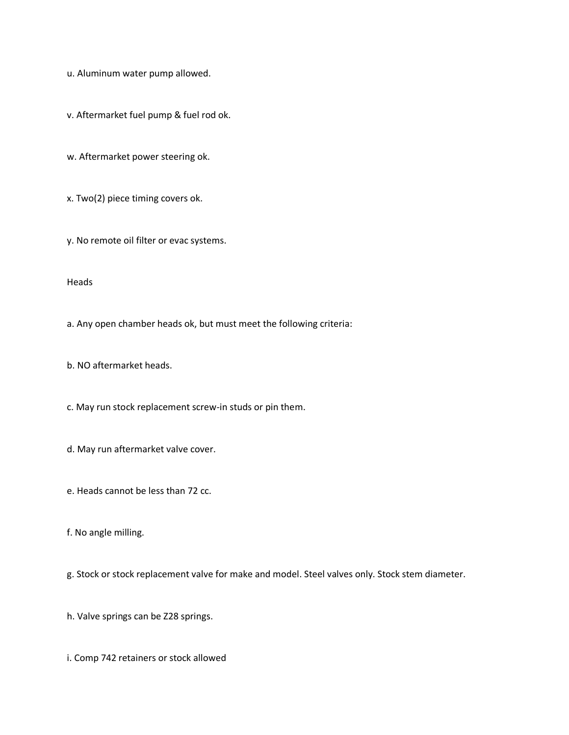u. Aluminum water pump allowed.

v. Aftermarket fuel pump & fuel rod ok.

w. Aftermarket power steering ok.

x. Two(2) piece timing covers ok.

y. No remote oil filter or evac systems.

Heads

a. Any open chamber heads ok, but must meet the following criteria:

b. NO aftermarket heads.

c. May run stock replacement screw-in studs or pin them.

d. May run aftermarket valve cover.

e. Heads cannot be less than 72 cc.

f. No angle milling.

g. Stock or stock replacement valve for make and model. Steel valves only. Stock stem diameter.

h. Valve springs can be Z28 springs.

i. Comp 742 retainers or stock allowed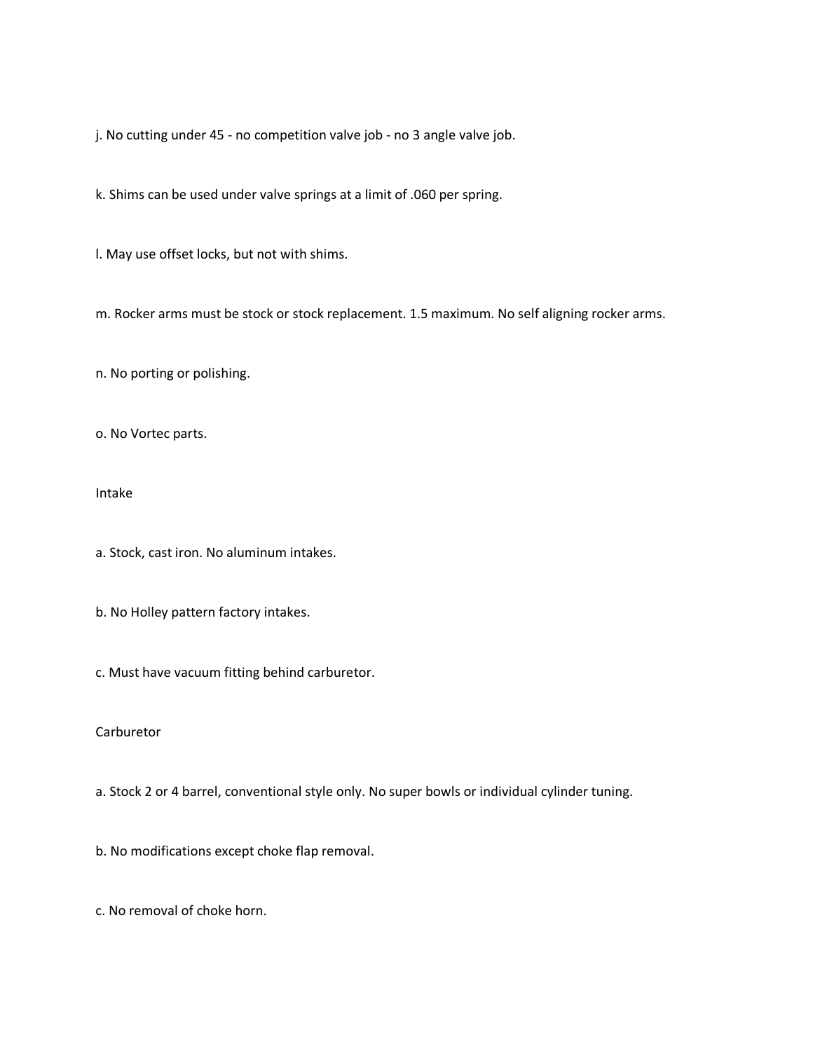j. No cutting under 45 - no competition valve job - no 3 angle valve job.

k. Shims can be used under valve springs at a limit of .060 per spring.

l. May use offset locks, but not with shims.

m. Rocker arms must be stock or stock replacement. 1.5 maximum. No self aligning rocker arms.

n. No porting or polishing.

o. No Vortec parts.

## Intake

a. Stock, cast iron. No aluminum intakes.

b. No Holley pattern factory intakes.

c. Must have vacuum fitting behind carburetor.

## Carburetor

a. Stock 2 or 4 barrel, conventional style only. No super bowls or individual cylinder tuning.

b. No modifications except choke flap removal.

c. No removal of choke horn.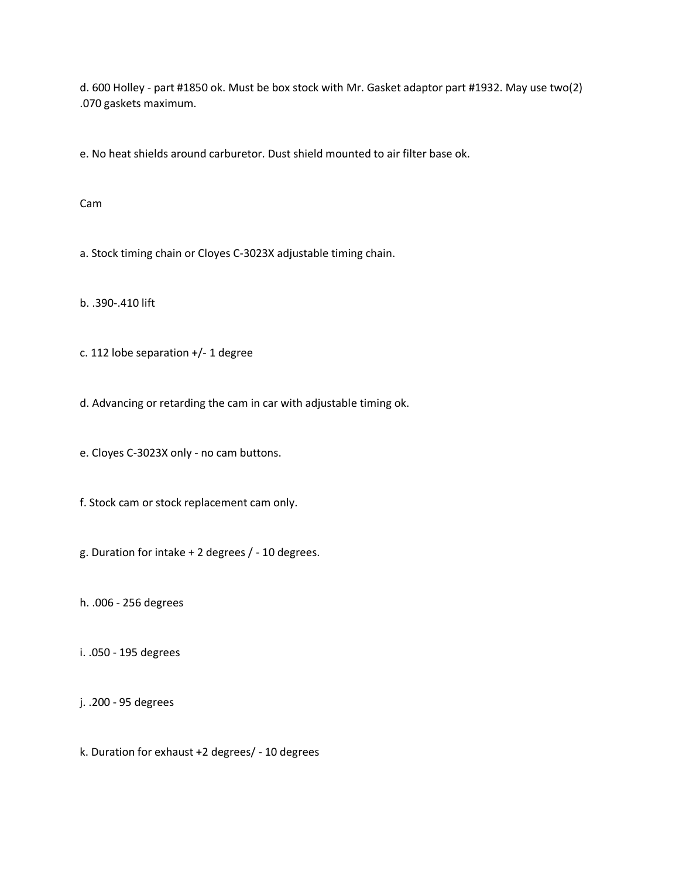d. 600 Holley - part #1850 ok. Must be box stock with Mr. Gasket adaptor part #1932. May use two(2) .070 gaskets maximum.

e. No heat shields around carburetor. Dust shield mounted to air filter base ok.

Cam

a. Stock timing chain or Cloyes C-3023X adjustable timing chain.

b. .390-.410 lift

c. 112 lobe separation +/- 1 degree

d. Advancing or retarding the cam in car with adjustable timing ok.

e. Cloyes C-3023X only - no cam buttons.

f. Stock cam or stock replacement cam only.

g. Duration for intake + 2 degrees / - 10 degrees.

h. .006 - 256 degrees

i. .050 - 195 degrees

j. .200 - 95 degrees

k. Duration for exhaust +2 degrees/ - 10 degrees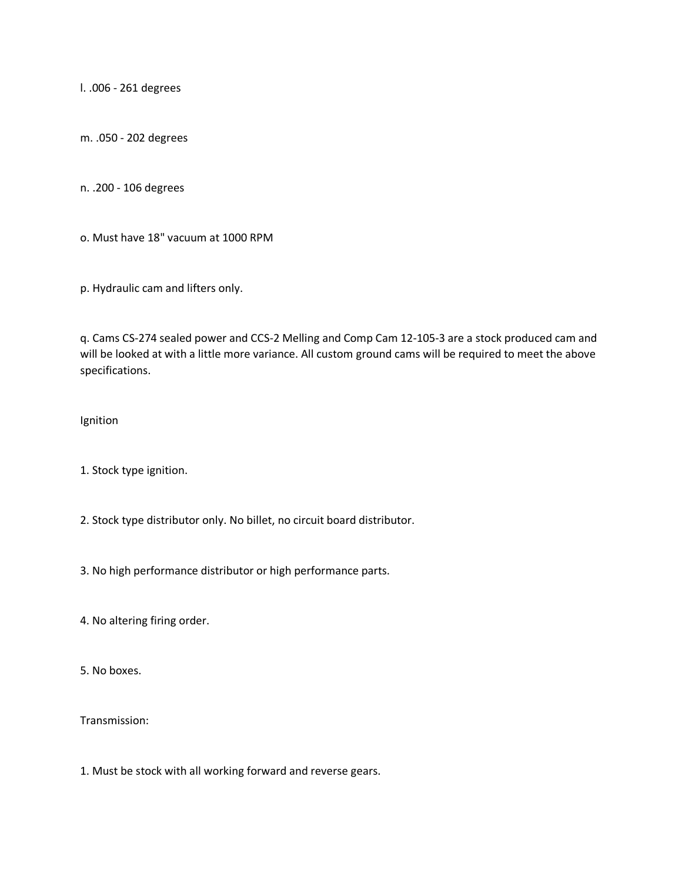l. .006 - 261 degrees

m. .050 - 202 degrees

n. .200 - 106 degrees

o. Must have 18" vacuum at 1000 RPM

p. Hydraulic cam and lifters only.

q. Cams CS-274 sealed power and CCS-2 Melling and Comp Cam 12-105-3 are a stock produced cam and will be looked at with a little more variance. All custom ground cams will be required to meet the above specifications.

Ignition

1. Stock type ignition.

2. Stock type distributor only. No billet, no circuit board distributor.

3. No high performance distributor or high performance parts.

4. No altering firing order.

5. No boxes.

Transmission:

1. Must be stock with all working forward and reverse gears.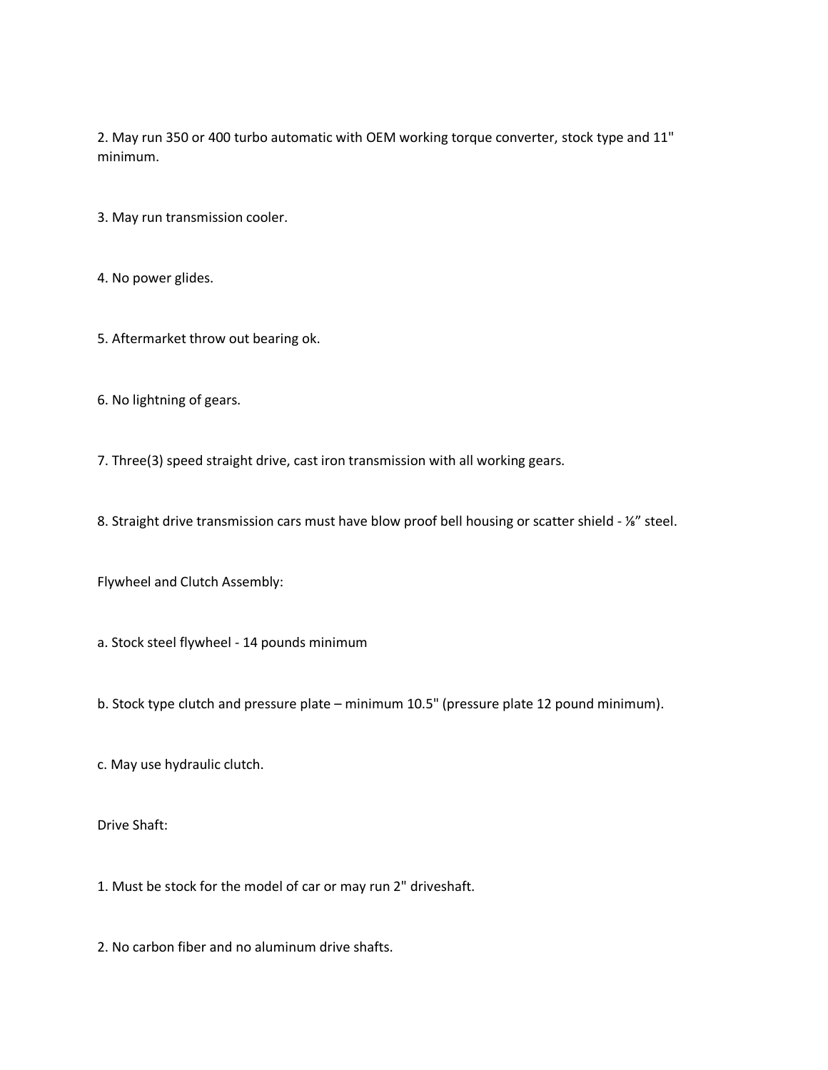2. May run 350 or 400 turbo automatic with OEM working torque converter, stock type and 11" minimum.

3. May run transmission cooler.

4. No power glides.

5. Aftermarket throw out bearing ok.

6. No lightning of gears.

7. Three(3) speed straight drive, cast iron transmission with all working gears.

8. Straight drive transmission cars must have blow proof bell housing or scatter shield - ⅛" steel.

Flywheel and Clutch Assembly:

a. Stock steel flywheel - 14 pounds minimum

b. Stock type clutch and pressure plate – minimum 10.5" (pressure plate 12 pound minimum).

c. May use hydraulic clutch.

Drive Shaft:

1. Must be stock for the model of car or may run 2" driveshaft.

2. No carbon fiber and no aluminum drive shafts.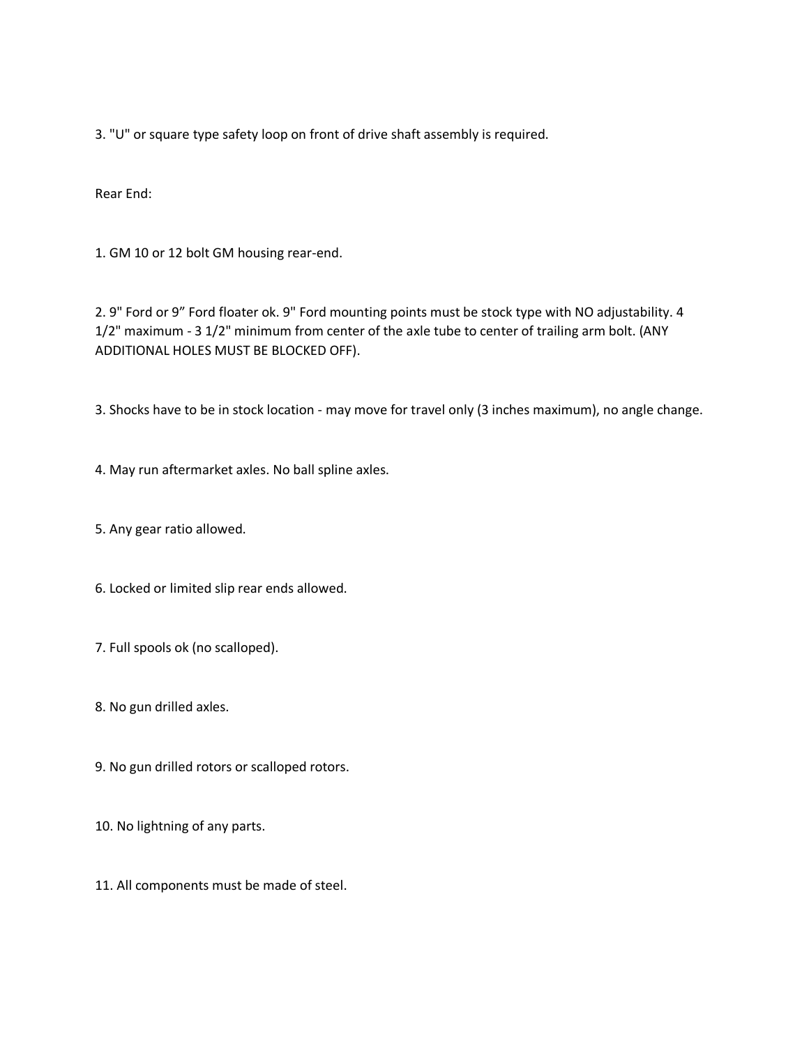3. "U" or square type safety loop on front of drive shaft assembly is required.

Rear End:

1. GM 10 or 12 bolt GM housing rear-end.

2. 9" Ford or 9” Ford floater ok. 9" Ford mounting points must be stock type with NO adjustability. 4 1/2" maximum - 3 1/2" minimum from center of the axle tube to center of trailing arm bolt. (ANY ADDITIONAL HOLES MUST BE BLOCKED OFF).

3. Shocks have to be in stock location - may move for travel only (3 inches maximum), no angle change.

4. May run aftermarket axles. No ball spline axles.

5. Any gear ratio allowed.

6. Locked or limited slip rear ends allowed.

7. Full spools ok (no scalloped).

8. No gun drilled axles.

9. No gun drilled rotors or scalloped rotors.

10. No lightning of any parts.

11. All components must be made of steel.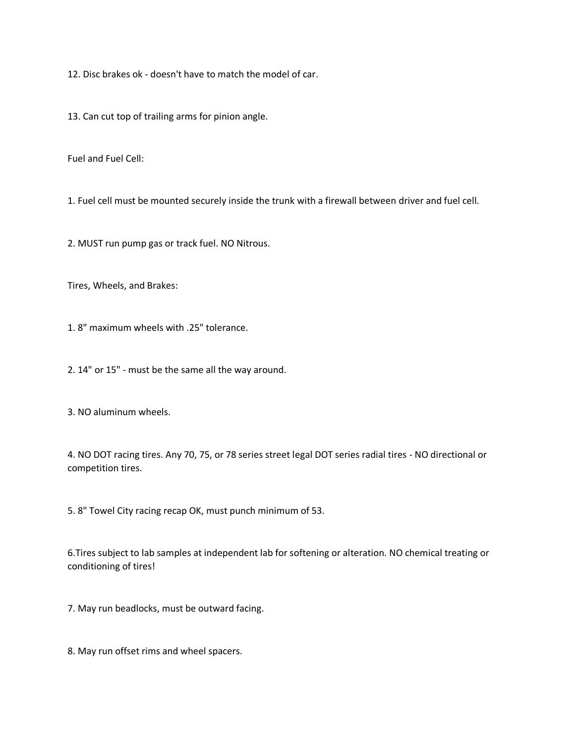12. Disc brakes ok - doesn't have to match the model of car.

13. Can cut top of trailing arms for pinion angle.

Fuel and Fuel Cell:

1. Fuel cell must be mounted securely inside the trunk with a firewall between driver and fuel cell.

2. MUST run pump gas or track fuel. NO Nitrous.

Tires, Wheels, and Brakes:

1. 8" maximum wheels with .25" tolerance.

2. 14" or 15" - must be the same all the way around.

3. NO aluminum wheels.

4. NO DOT racing tires. Any 70, 75, or 78 series street legal DOT series radial tires - NO directional or competition tires.

5. 8" Towel City racing recap OK, must punch minimum of 53.

6.Tires subject to lab samples at independent lab for softening or alteration. NO chemical treating or conditioning of tires!

7. May run beadlocks, must be outward facing.

8. May run offset rims and wheel spacers.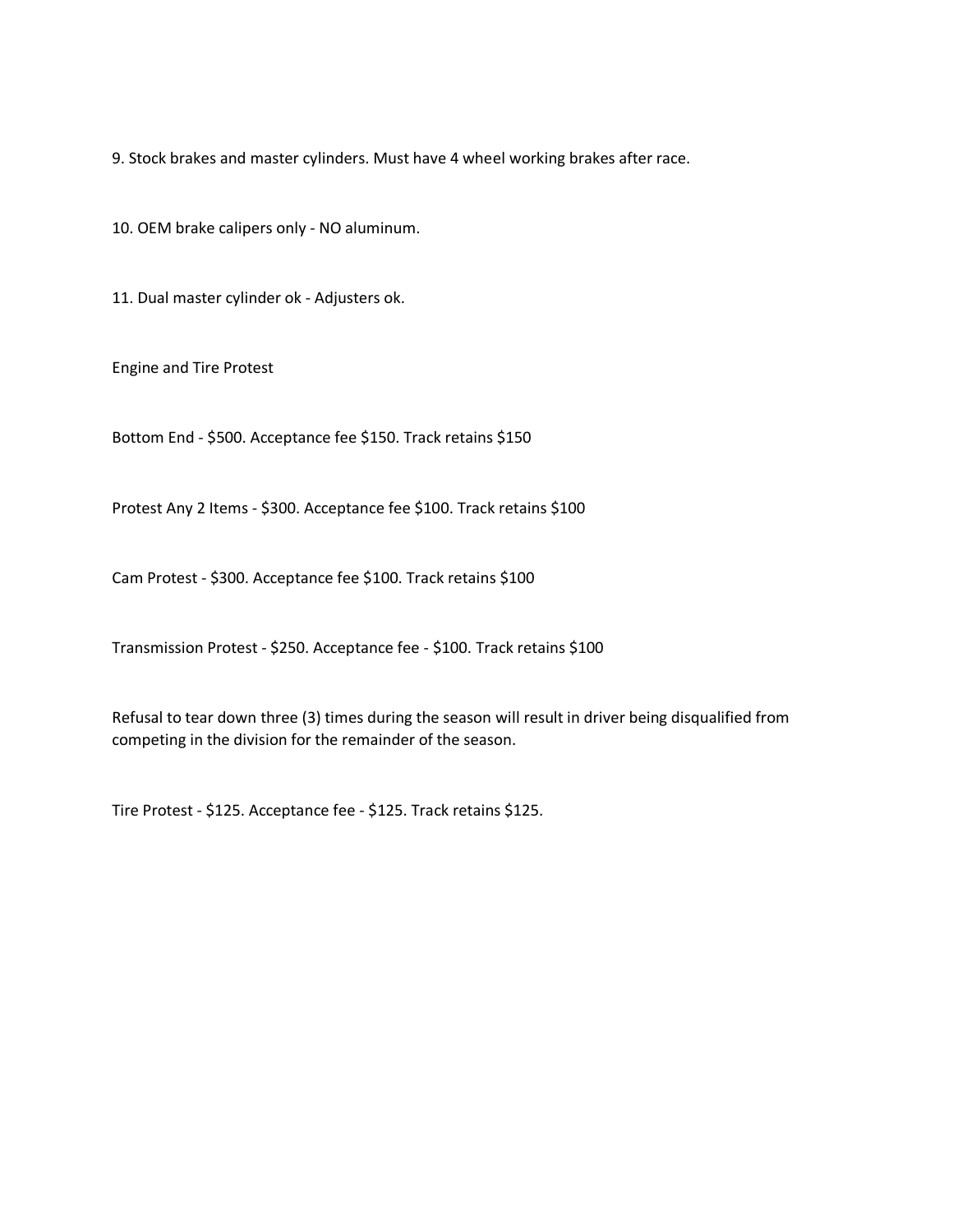9. Stock brakes and master cylinders. Must have 4 wheel working brakes after race.

10. OEM brake calipers only - NO aluminum.

11. Dual master cylinder ok - Adjusters ok.

Engine and Tire Protest

Bottom End - $500. Acceptance fee $150. Track retains $150

Protest Any 2 Items - $300. Acceptance fee $100. Track retains $100

Cam Protest - $300. Acceptance fee $100. Track retains $100

Transmission Protest - $250. Acceptance fee - $100. Track retains $100

Refusal to tear down three (3) times during the season will result in driver being disqualified from competing in the division for the remainder of the season.

Tire Protest - $125. Acceptance fee - $125. Track retains $125.